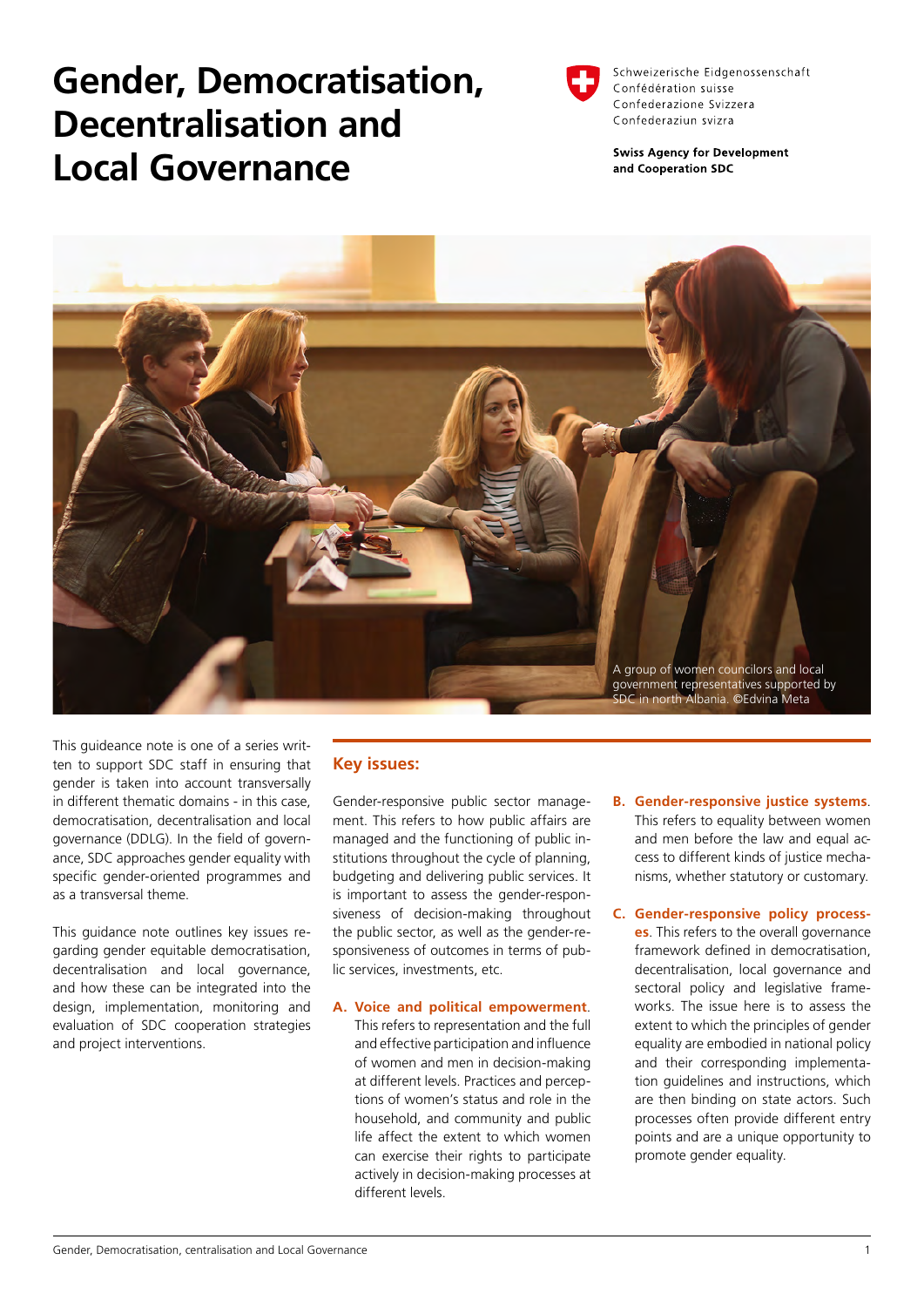# Gender, Democratisation, Decentralisation and Local Governance

Schweizerische Eidgenossenschaft
Confédération suisse
Confederazione Svizzera
Confederaziun svizra

**Swiss Agency for Development and Cooperation SDC**

A group of women councilors and local government representatives supported by SDC in north Albania. ©Edvina Meta

This guideance note is one of a series written to support SDC staff in ensuring that gender is taken into account transversally in different thematic domains - in this case, democratisation, decentralisation and local governance (DDLG). In the field of governance, SDC approaches gender equality with specific gender-oriented programmes and as a transversal theme.

This guidance note outlines key issues regarding gender equitable democratisation, decentralisation and local governance, and how these can be integrated into the design, implementation, monitoring and evaluation of SDC cooperation strategies and project interventions.

## Key issues:

Gender-responsive public sector management. This refers to how public affairs are managed and the functioning of public institutions throughout the cycle of planning, budgeting and delivering public services. It is important to assess the gender-responsiveness of decision-making throughout the public sector, as well as the gender-responsiveness of outcomes in terms of public services, investments, etc.

**A. Voice and political empowerment.** This refers to representation and the full and effective participation and influence of women and men in decision-making at different levels. Practices and perceptions of women's status and role in the household, and community and public life affect the extent to which women can exercise their rights to participate actively in decision-making processes at different levels.

**B. Gender-responsive justice systems.** This refers to equality between women and men before the law and equal access to different kinds of justice mechanisms, whether statutory or customary.

**C. Gender-responsive policy processes.** This refers to the overall governance framework defined in democratisation, decentralisation, local governance and sectoral policy and legislative frameworks. The issue here is to assess the extent to which the principles of gender equality are embodied in national policy and their corresponding implementation guidelines and instructions, which are then binding on state actors. Such processes often provide different entry points and are a unique opportunity to promote gender equality.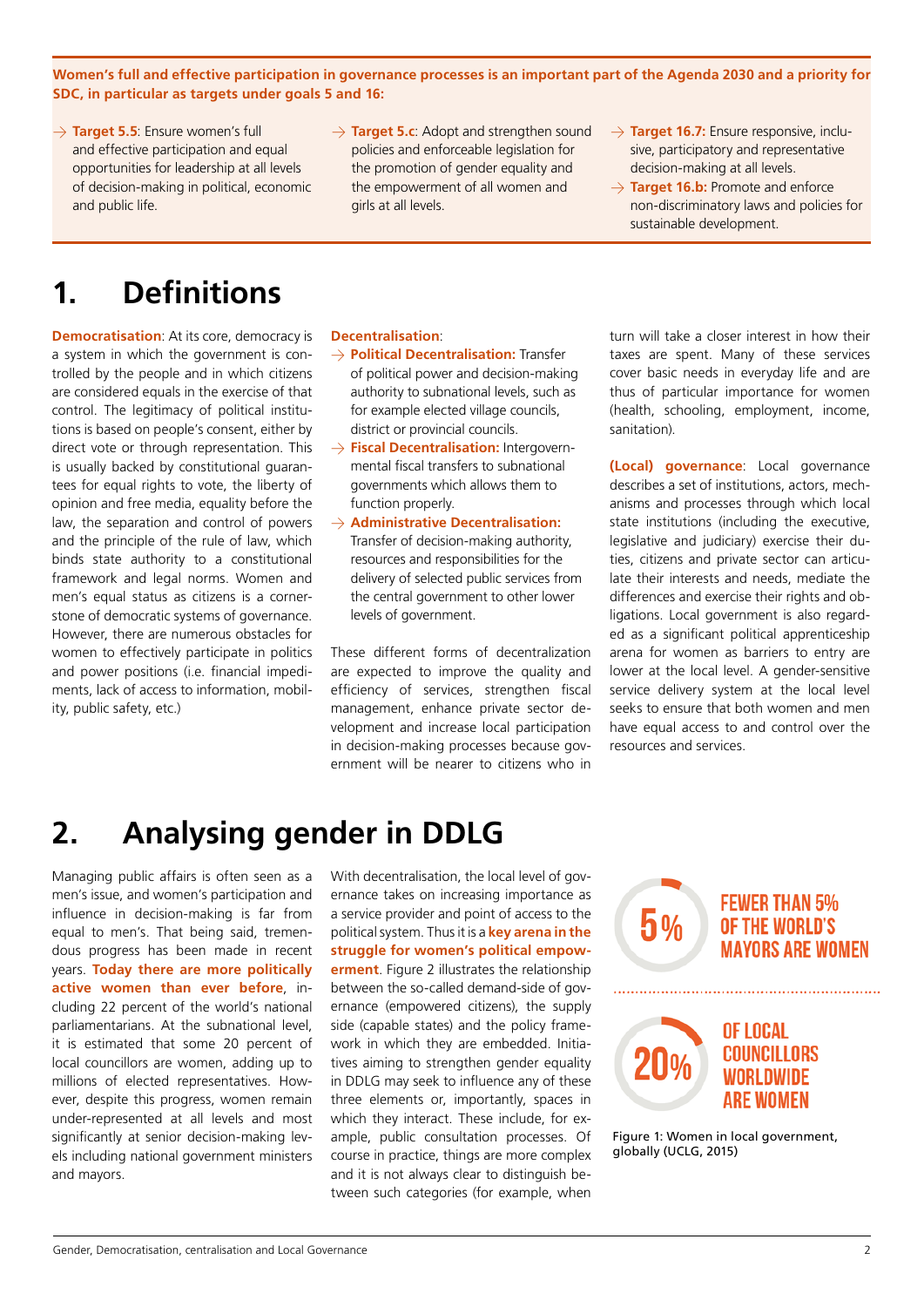**Women's full and effective participation in governance processes is an important part of the Agenda 2030 and a priority for SDC, in particular as targets under goals 5 and 16:**

- → **Target 5.5**: Ensure women's full and effective participation and equal opportunities for leadership at all levels of decision-making in political, economic and public life.
- → **Target 5.c**: Adopt and strengthen sound policies and enforceable legislation for the promotion of gender equality and the empowerment of all women and girls at all levels.
- → **Target 16.7:** Ensure responsive, inclusive, participatory and representative decision-making at all levels.
- → **Target 16.b:** Promote and enforce non-discriminatory laws and policies for sustainable development.

# 1. Definitions

**Democratisation**: At its core, democracy is a system in which the government is controlled by the people and in which citizens are considered equals in the exercise of that control. The legitimacy of political institutions is based on people's consent, either by direct vote or through representation. This is usually backed by constitutional guarantees for equal rights to vote, the liberty of opinion and free media, equality before the law, the separation and control of powers and the principle of the rule of law, which binds state authority to a constitutional framework and legal norms. Women and men's equal status as citizens is a cornerstone of democratic systems of governance. However, there are numerous obstacles for women to effectively participate in politics and power positions (i.e. financial impediments, lack of access to information, mobility, public safety, etc.)

**Decentralisation**:

- → **Political Decentralisation:** Transfer of political power and decision-making authority to subnational levels, such as for example elected village councils, district or provincial councils.
- → **Fiscal Decentralisation:** Intergovernmental fiscal transfers to subnational governments which allows them to function properly.
- → **Administrative Decentralisation:** Transfer of decision-making authority, resources and responsibilities for the delivery of selected public services from the central government to other lower levels of government.

These different forms of decentralization are expected to improve the quality and efficiency of services, strengthen fiscal management, enhance private sector development and increase local participation in decision-making processes because government will be nearer to citizens who in turn will take a closer interest in how their taxes are spent. Many of these services cover basic needs in everyday life and are thus of particular importance for women (health, schooling, employment, income, sanitation).

**(Local) governance**: Local governance describes a set of institutions, actors, mechanisms and processes through which local state institutions (including the executive, legislative and judiciary) exercise their duties, citizens and private sector can articulate their interests and needs, mediate the differences and exercise their rights and obligations. Local government is also regarded as a significant political apprenticeship arena for women as barriers to entry are lower at the local level. A gender-sensitive service delivery system at the local level seeks to ensure that both women and men have equal access to and control over the resources and services.

# 2. Analysing gender in DDLG

Managing public affairs is often seen as a men's issue, and women's participation and influence in decision-making is far from equal to men's. That being said, tremendous progress has been made in recent years. **Today there are more politically active women than ever before**, including 22 percent of the world's national parliamentarians. At the subnational level, it is estimated that some 20 percent of local councillors are women, adding up to millions of elected representatives. However, despite this progress, women remain under-represented at all levels and most significantly at senior decision-making levels including national government ministers and mayors.

With decentralisation, the local level of governance takes on increasing importance as a service provider and point of access to the political system. Thus it is a **key arena in the struggle for women's political empowerment**. Figure 2 illustrates the relationship between the so-called demand-side of governance (empowered citizens), the supply side (capable states) and the policy framework in which they are embedded. Initiatives aiming to strengthen gender equality in DDLG may seek to influence any of these three elements or, importantly, spaces in which they interact. These include, for example, public consultation processes. Of course in practice, things are more complex and it is not always clear to distinguish between such categories (for example, when

**5%** FEWER THAN 5% OF THE WORLD'S MAYORS ARE WOMEN

**20%** OF LOCAL COUNCILLORS WORLDWIDE ARE WOMEN

Figure 1: Women in local government, globally (UCLG, 2015)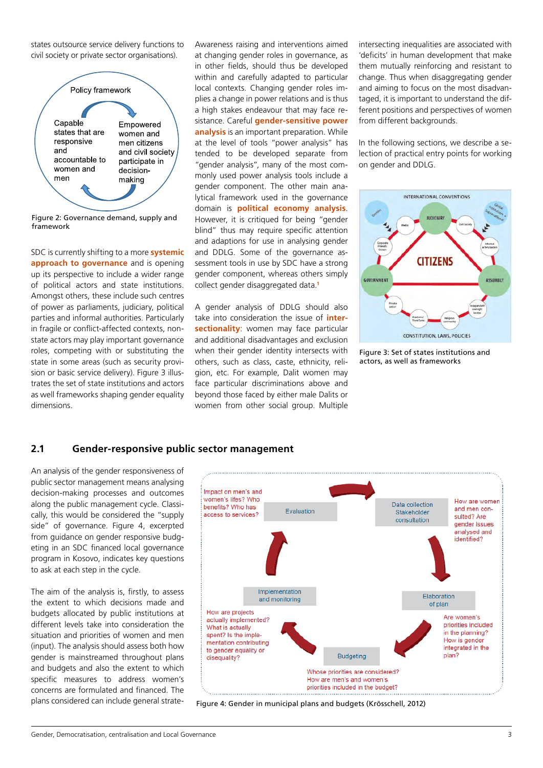states outsource service delivery functions to civil society or private sector organisations).

Policy framework

Capable states that are responsive and accountable to women and men

Empowered women and men citizens and civil society participate in decision-making

Figure 2: Governance demand, supply and framework

SDC is currently shifting to a more **systemic approach to governance** and is opening up its perspective to include a wider range of political actors and state institutions. Amongst others, these include such centres of power as parliaments, judiciary, political parties and informal authorities. Particularly in fragile or conflict-affected contexts, non-state actors may play important governance roles, competing with or substituting the state in some areas (such as security provision or basic service delivery). Figure 3 illustrates the set of state institutions and actors as well frameworks shaping gender equality dimensions.

Awareness raising and interventions aimed at changing gender roles in governance, as in other fields, should thus be developed within and carefully adapted to particular local contexts. Changing gender roles implies a change in power relations and is thus a high stakes endeavour that may face resistance. Careful **gender-sensitive power analysis** is an important preparation. While at the level of tools "power analysis" has tended to be developed separate from "gender analysis", many of the most commonly used power analysis tools include a gender component. The other main analytical framework used in the governance domain is **political economy analysis**. However, it is critiqued for being "gender blind" thus may require specific attention and adaptions for use in analysing gender and DDLG. Some of the governance assessment tools in use by SDC have a strong gender component, whereas others simply collect gender disaggregated data.[1]

A gender analysis of DDLG should also take into consideration the issue of **intersectionality**: women may face particular and additional disadvantages and exclusion when their gender identity intersects with others, such as class, caste, ethnicity, religion, etc. For example, Dalit women may face particular discriminations above and beyond those faced by either male Dalits or women from other social group. Multiple intersecting inequalities are associated with 'deficits' in human development that make them mutually reinforcing and resistant to change. Thus when disaggregating gender and aiming to focus on the most disadvantaged, it is important to understand the different positions and perspectives of women from different backgrounds.

In the following sections, we describe a selection of practical entry points for working on gender and DDLG.

INTERNATIONAL CONVENTIONS

JUDICIARY

CITIZENS

GOVERNMENT

ASSEMBLY

CONSTITUTION, LAWS, POLICIES

Figure 3: Set of states institutions and actors, as well as frameworks

## 2.1 Gender-responsive public sector management

An analysis of the gender responsiveness of public sector management means analysing decision-making processes and outcomes along the public management cycle. Classically, this would be considered the "supply side" of governance. Figure 4, excerpted from guidance on gender responsive budgeting in an SDC financed local governance program in Kosovo, indicates key questions to ask at each step in the cycle.

The aim of the analysis is, firstly, to assess the extent to which decisions made and budgets allocated by public institutions at different levels take into consideration the situation and priorities of women and men (input). The analysis should assess both how gender is mainstreamed throughout plans and budgets and also the extent to which specific measures to address women's concerns are formulated and financed. The plans considered can include general strate-

Impact on men's and women's lifes? Who benefits? Who has access to services?

Evaluation

Data collection Stakeholder consultation

How are women and men consulted? Are gender issues analysed and identified?

Implementation and monitoring

Elaboration of plan

How are projects actually implemented? What is actually spent? Is the implementation contributing to gender equality or disequality?

Are women's priorities included in the planning? How is gender integrated in the plan?

Budgeting

Whose priorities are considered? How are men's and women's priorities included in the budget?

Figure 4: Gender in municipal plans and budgets (Krösschell, 2012)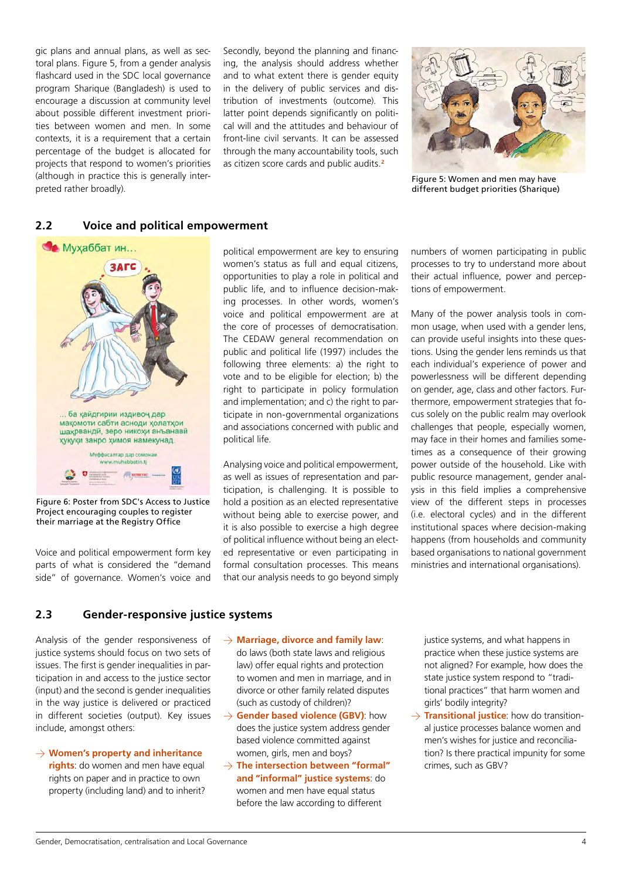gic plans and annual plans, as well as sectoral plans. Figure 5, from a gender analysis flashcard used in the SDC local governance program Sharique (Bangladesh) is used to encourage a discussion at community level about possible different investment priorities between women and men. In some contexts, it is a requirement that a certain percentage of the budget is allocated for projects that respond to women's priorities (although in practice this is generally interpreted rather broadly).

Secondly, beyond the planning and financing, the analysis should address whether and to what extent there is gender equity in the delivery of public services and distribution of investments (outcome). This latter point depends significantly on political will and the attitudes and behaviour of front-line civil servants. It can be assessed through the many accountability tools, such as citizen score cards and public audits.[2]

Figure 5: Women and men may have different budget priorities (Sharique)

## 2.2 Voice and political empowerment

Figure 6: Poster from SDC's Access to Justice Project encouraging couples to register their marriage at the Registry Office

Voice and political empowerment form key parts of what is considered the "demand side" of governance. Women's voice and political empowerment are key to ensuring women's status as full and equal citizens, opportunities to play a role in political and public life, and to influence decision-making processes. In other words, women's voice and political empowerment are at the core of processes of democratisation. The CEDAW general recommendation on public and political life (1997) includes the following three elements: a) the right to vote and to be eligible for election; b) the right to participate in policy formulation and implementation; and c) the right to participate in non-governmental organizations and associations concerned with public and political life.

Analysing voice and political empowerment, as well as issues of representation and participation, is challenging. It is possible to hold a position as an elected representative without being able to exercise power, and it is also possible to exercise a high degree of political influence without being an elected representative or even participating in formal consultation processes. This means that our analysis needs to go beyond simply numbers of women participating in public processes to try to understand more about their actual influence, power and perceptions of empowerment.

Many of the power analysis tools in common usage, when used with a gender lens, can provide useful insights into these questions. Using the gender lens reminds us that each individual's experience of power and powerlessness will be different depending on gender, age, class and other factors. Furthermore, empowerment strategies that focus solely on the public realm may overlook challenges that people, especially women, may face in their homes and families sometimes as a consequence of their growing power outside of the household. Like with public resource management, gender analysis in this field implies a comprehensive view of the different steps in processes (i.e. electoral cycles) and in the different institutional spaces where decision-making happens (from households and community based organisations to national government ministries and international organisations).

## 2.3 Gender-responsive justice systems

Analysis of the gender responsiveness of justice systems should focus on two sets of issues. The first is gender inequalities in participation and access to the justice sector (input) and the second is gender inequalities in the way justice is delivered or practiced in different societies (output). Key issues include, amongst others:

- → **Women's property and inheritance rights**: do women and men have equal rights on paper and in practice to own property (including land) and to inherit?
- → **Marriage, divorce and family law**: do laws (both state laws and religious law) offer equal rights and protection to women and men in marriage, and in divorce or other family related disputes (such as custody of children)?
- → **Gender based violence (GBV)**: how does the justice system address gender based violence committed against women, girls, men and boys?
- → **The intersection between "formal" and "informal" justice systems**: do women and men have equal status before the law according to different justice systems, and what happens in practice when these justice systems are not aligned? For example, how does the state justice system respond to "traditional practices" that harm women and girls' bodily integrity?
- → **Transitional justice**: how do transitional justice processes balance women and men's wishes for justice and reconciliation? Is there practical impunity for some crimes, such as GBV?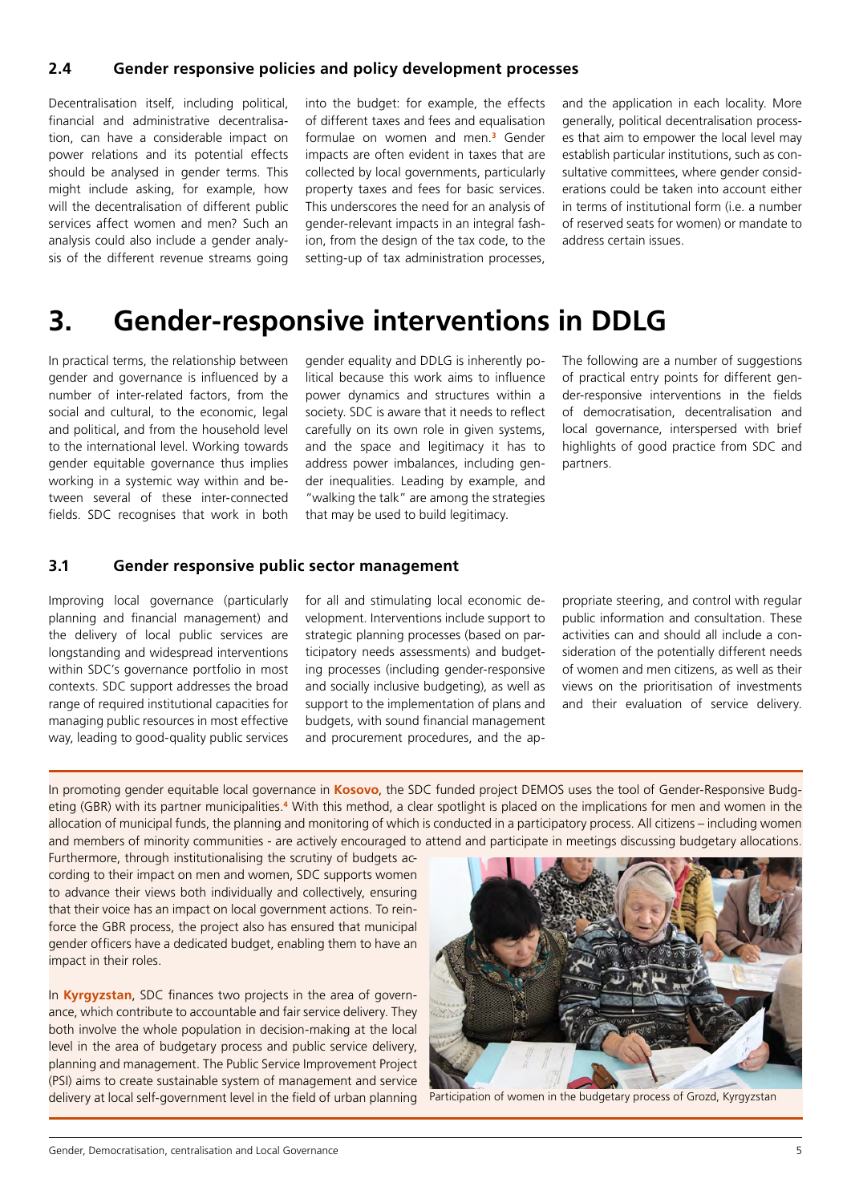### 2.4 Gender responsive policies and policy development processes

Decentralisation itself, including political, financial and administrative decentralisation, can have a considerable impact on power relations and its potential effects should be analysed in gender terms. This might include asking, for example, how will the decentralisation of different public services affect women and men? Such an analysis could also include a gender analysis of the different revenue streams going into the budget: for example, the effects of different taxes and fees and equalisation formulae on women and men.[3] Gender impacts are often evident in taxes that are collected by local governments, particularly property taxes and fees for basic services. This underscores the need for an analysis of gender-relevant impacts in an integral fashion, from the design of the tax code, to the setting-up of tax administration processes, and the application in each locality. More generally, political decentralisation processes that aim to empower the local level may establish particular institutions, such as consultative committees, where gender considerations could be taken into account either in terms of institutional form (i.e. a number of reserved seats for women) or mandate to address certain issues.

# 3. Gender-responsive interventions in DDLG

In practical terms, the relationship between gender and governance is influenced by a number of inter-related factors, from the social and cultural, to the economic, legal and political, and from the household level to the international level. Working towards gender equitable governance thus implies working in a systemic way within and between several of these inter-connected fields. SDC recognises that work in both gender equality and DDLG is inherently political because this work aims to influence power dynamics and structures within a society. SDC is aware that it needs to reflect carefully on its own role in given systems, and the space and legitimacy it has to address power imbalances, including gender inequalities. Leading by example, and "walking the talk" are among the strategies that may be used to build legitimacy.

The following are a number of suggestions of practical entry points for different gender-responsive interventions in the fields of democratisation, decentralisation and local governance, interspersed with brief highlights of good practice from SDC and partners.

### 3.1 Gender responsive public sector management

Improving local governance (particularly planning and financial management) and the delivery of local public services are longstanding and widespread interventions within SDC's governance portfolio in most contexts. SDC support addresses the broad range of required institutional capacities for managing public resources in most effective way, leading to good-quality public services for all and stimulating local economic development. Interventions include support to strategic planning processes (based on participatory needs assessments) and budgeting processes (including gender-responsive and socially inclusive budgeting), as well as support to the implementation of plans and budgets, with sound financial management and procurement procedures, and the appropriate steering, and control with regular public information and consultation. These activities can and should all include a consideration of the potentially different needs of women and men citizens, as well as their views on the prioritisation of investments and their evaluation of service delivery.

In promoting gender equitable local governance in **Kosovo**, the SDC funded project DEMOS uses the tool of Gender-Responsive Budgeting (GBR) with its partner municipalities.[4] With this method, a clear spotlight is placed on the implications for men and women in the allocation of municipal funds, the planning and monitoring of which is conducted in a participatory process. All citizens – including women and members of minority communities - are actively encouraged to attend and participate in meetings discussing budgetary allocations. Furthermore, through institutionalising the scrutiny of budgets according to their impact on men and women, SDC supports women to advance their views both individually and collectively, ensuring that their voice has an impact on local government actions. To reinforce the GBR process, the project also has ensured that municipal gender officers have a dedicated budget, enabling them to have an impact in their roles.

In **Kyrgyzstan**, SDC finances two projects in the area of governance, which contribute to accountable and fair service delivery. They both involve the whole population in decision-making at the local level in the area of budgetary process and public service delivery, planning and management. The Public Service Improvement Project (PSI) aims to create sustainable system of management and service delivery at local self-government level in the field of urban planning

Participation of women in the budgetary process of Grozd, Kyrgyzstan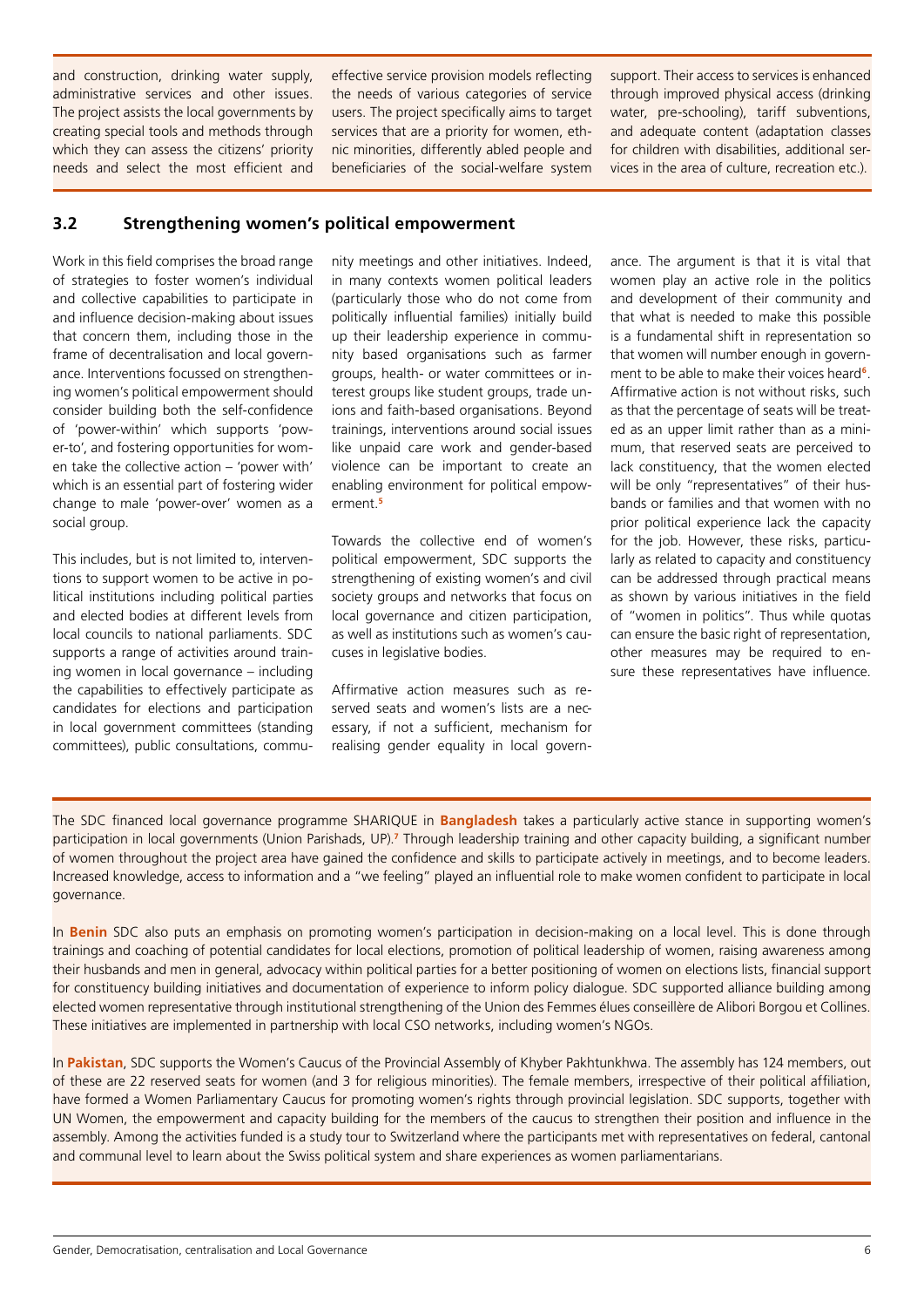and construction, drinking water supply, administrative services and other issues. The project assists the local governments by creating special tools and methods through which they can assess the citizens' priority needs and select the most efficient and effective service provision models reflecting the needs of various categories of service users. The project specifically aims to target services that are a priority for women, ethnic minorities, differently abled people and beneficiaries of the social-welfare system support. Their access to services is enhanced through improved physical access (drinking water, pre-schooling), tariff subventions, and adequate content (adaptation classes for children with disabilities, additional services in the area of culture, recreation etc.).

## 3.2 Strengthening women's political empowerment

Work in this field comprises the broad range of strategies to foster women's individual and collective capabilities to participate in and influence decision-making about issues that concern them, including those in the frame of decentralisation and local governance. Interventions focussed on strengthening women's political empowerment should consider building both the self-confidence of 'power-within' which supports 'power-to', and fostering opportunities for women take the collective action – 'power with' which is an essential part of fostering wider change to male 'power-over' women as a social group.

This includes, but is not limited to, interventions to support women to be active in political institutions including political parties and elected bodies at different levels from local councils to national parliaments. SDC supports a range of activities around training women in local governance – including the capabilities to effectively participate as candidates for elections and participation in local government committees (standing committees), public consultations, community meetings and other initiatives. Indeed, in many contexts women political leaders (particularly those who do not come from politically influential families) initially build up their leadership experience in community based organisations such as farmer groups, health- or water committees or interest groups like student groups, trade unions and faith-based organisations. Beyond trainings, interventions around social issues like unpaid care work and gender-based violence can be important to create an enabling environment for political empowerment.[5]

Towards the collective end of women's political empowerment, SDC supports the strengthening of existing women's and civil society groups and networks that focus on local governance and citizen participation, as well as institutions such as women's caucuses in legislative bodies.

Affirmative action measures such as reserved seats and women's lists are a necessary, if not a sufficient, mechanism for realising gender equality in local governance. The argument is that it is vital that women play an active role in the politics and development of their community and that what is needed to make this possible is a fundamental shift in representation so that women will number enough in government to be able to make their voices heard[6]. Affirmative action is not without risks, such as that the percentage of seats will be treated as an upper limit rather than as a minimum, that reserved seats are perceived to lack constituency, that the women elected will be only "representatives" of their husbands or families and that women with no prior political experience lack the capacity for the job. However, these risks, particularly as related to capacity and constituency can be addressed through practical means as shown by various initiatives in the field of "women in politics". Thus while quotas can ensure the basic right of representation, other measures may be required to ensure these representatives have influence.

The SDC financed local governance programme SHARIQUE in **Bangladesh** takes a particularly active stance in supporting women's participation in local governments (Union Parishads, UP).[7] Through leadership training and other capacity building, a significant number of women throughout the project area have gained the confidence and skills to participate actively in meetings, and to become leaders. Increased knowledge, access to information and a "we feeling" played an influential role to make women confident to participate in local governance.

In **Benin** SDC also puts an emphasis on promoting women's participation in decision-making on a local level. This is done through trainings and coaching of potential candidates for local elections, promotion of political leadership of women, raising awareness among their husbands and men in general, advocacy within political parties for a better positioning of women on elections lists, financial support for constituency building initiatives and documentation of experience to inform policy dialogue. SDC supported alliance building among elected women representative through institutional strengthening of the Union des Femmes élues conseillère de Alibori Borgou et Collines. These initiatives are implemented in partnership with local CSO networks, including women's NGOs.

In **Pakistan**, SDC supports the Women's Caucus of the Provincial Assembly of Khyber Pakhtunkhwa. The assembly has 124 members, out of these are 22 reserved seats for women (and 3 for religious minorities). The female members, irrespective of their political affiliation, have formed a Women Parliamentary Caucus for promoting women's rights through provincial legislation. SDC supports, together with UN Women, the empowerment and capacity building for the members of the caucus to strengthen their position and influence in the assembly. Among the activities funded is a study tour to Switzerland where the participants met with representatives on federal, cantonal and communal level to learn about the Swiss political system and share experiences as women parliamentarians.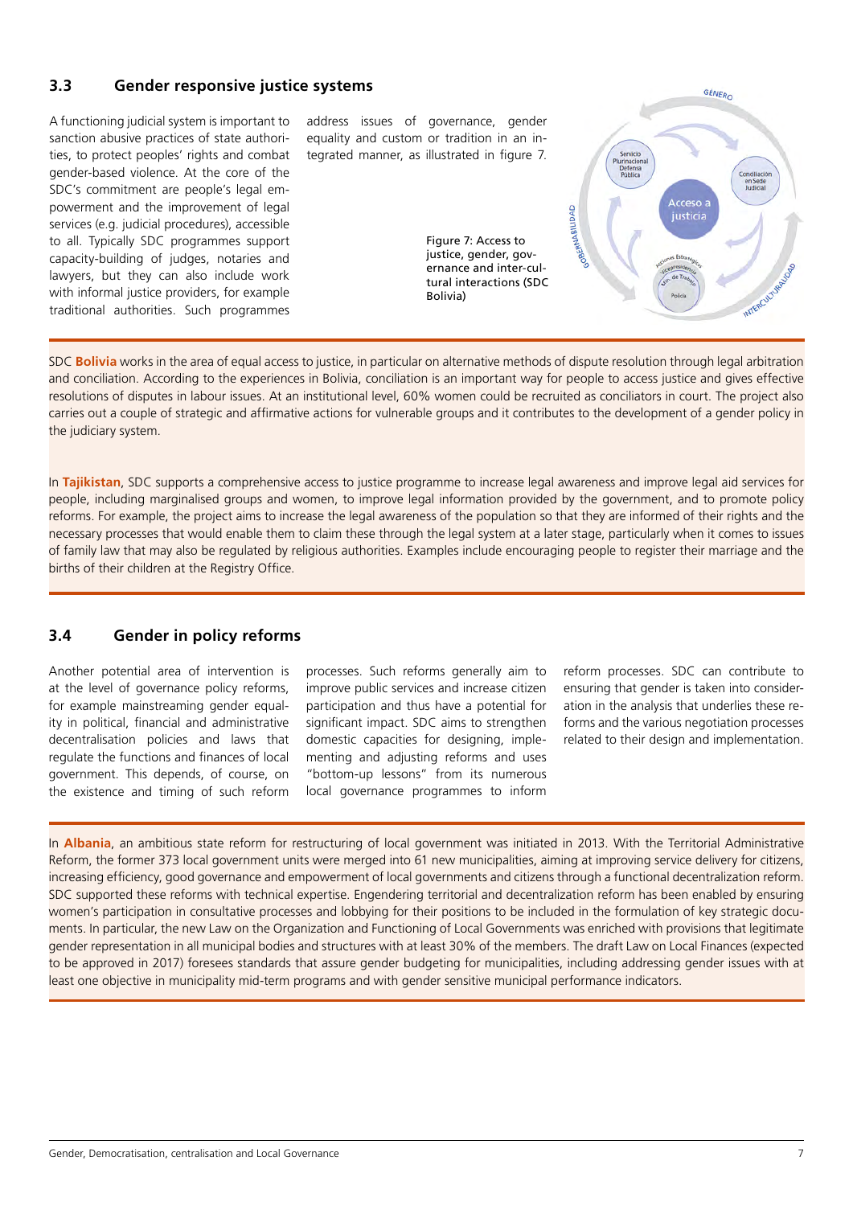## 3.3 Gender responsive justice systems

A functioning judicial system is important to sanction abusive practices of state authorities, to protect peoples' rights and combat gender-based violence. At the core of the SDC's commitment are people's legal empowerment and the improvement of legal services (e.g. judicial procedures), accessible to all. Typically SDC programmes support capacity-building of judges, notaries and lawyers, but they can also include work with informal justice providers, for example traditional authorities. Such programmes address issues of governance, gender equality and custom or tradition in an integrated manner, as illustrated in figure 7.

Figure 7: Access to justice, gender, governance and inter-cultural interactions (SDC Bolivia)

SDC **Bolivia** works in the area of equal access to justice, in particular on alternative methods of dispute resolution through legal arbitration and conciliation. According to the experiences in Bolivia, conciliation is an important way for people to access justice and gives effective resolutions of disputes in labour issues. At an institutional level, 60% women could be recruited as conciliators in court. The project also carries out a couple of strategic and affirmative actions for vulnerable groups and it contributes to the development of a gender policy in the judiciary system.

In **Tajikistan**, SDC supports a comprehensive access to justice programme to increase legal awareness and improve legal aid services for people, including marginalised groups and women, to improve legal information provided by the government, and to promote policy reforms. For example, the project aims to increase the legal awareness of the population so that they are informed of their rights and the necessary processes that would enable them to claim these through the legal system at a later stage, particularly when it comes to issues of family law that may also be regulated by religious authorities. Examples include encouraging people to register their marriage and the births of their children at the Registry Office.

## 3.4 Gender in policy reforms

Another potential area of intervention is at the level of governance policy reforms, for example mainstreaming gender equality in political, financial and administrative decentralisation policies and laws that regulate the functions and finances of local government. This depends, of course, on the existence and timing of such reform processes. Such reforms generally aim to improve public services and increase citizen participation and thus have a potential for significant impact. SDC aims to strengthen domestic capacities for designing, implementing and adjusting reforms and uses "bottom-up lessons" from its numerous local governance programmes to inform reform processes. SDC can contribute to ensuring that gender is taken into consideration in the analysis that underlies these reforms and the various negotiation processes related to their design and implementation.

In **Albania**, an ambitious state reform for restructuring of local government was initiated in 2013. With the Territorial Administrative Reform, the former 373 local government units were merged into 61 new municipalities, aiming at improving service delivery for citizens, increasing efficiency, good governance and empowerment of local governments and citizens through a functional decentralization reform. SDC supported these reforms with technical expertise. Engendering territorial and decentralization reform has been enabled by ensuring women's participation in consultative processes and lobbying for their positions to be included in the formulation of key strategic documents. In particular, the new Law on the Organization and Functioning of Local Governments was enriched with provisions that legitimate gender representation in all municipal bodies and structures with at least 30% of the members. The draft Law on Local Finances (expected to be approved in 2017) foresees standards that assure gender budgeting for municipalities, including addressing gender issues with at least one objective in municipality mid-term programs and with gender sensitive municipal performance indicators.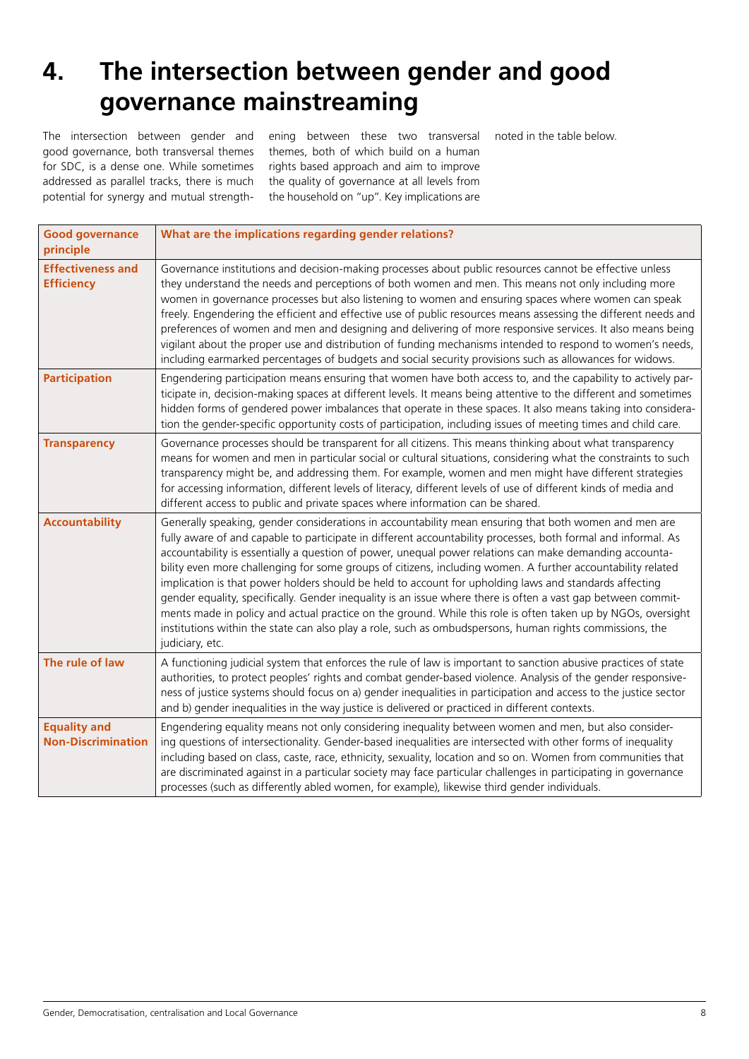# 4. The intersection between gender and good governance mainstreaming

The intersection between gender and good governance, both transversal themes for SDC, is a dense one. While sometimes addressed as parallel tracks, there is much potential for synergy and mutual strengthening between these two transversal themes, both of which build on a human rights based approach and aim to improve the quality of governance at all levels from the household on "up". Key implications are noted in the table below.

| Good governance principle | What are the implications regarding gender relations? |
|---|---|
| **Effectiveness and Efficiency** | Governance institutions and decision-making processes about public resources cannot be effective unless they understand the needs and perceptions of both women and men. This means not only including more women in governance processes but also listening to women and ensuring spaces where women can speak freely. Engendering the efficient and effective use of public resources means assessing the different needs and preferences of women and men and designing and delivering of more responsive services. It also means being vigilant about the proper use and distribution of funding mechanisms intended to respond to women's needs, including earmarked percentages of budgets and social security provisions such as allowances for widows. |
| **Participation** | Engendering participation means ensuring that women have both access to, and the capability to actively participate in, decision-making spaces at different levels. It means being attentive to the different and sometimes hidden forms of gendered power imbalances that operate in these spaces. It also means taking into consideration the gender-specific opportunity costs of participation, including issues of meeting times and child care. |
| **Transparency** | Governance processes should be transparent for all citizens. This means thinking about what transparency means for women and men in particular social or cultural situations, considering what the constraints to such transparency might be, and addressing them. For example, women and men might have different strategies for accessing information, different levels of literacy, different levels of use of different kinds of media and different access to public and private spaces where information can be shared. |
| **Accountability** | Generally speaking, gender considerations in accountability mean ensuring that both women and men are fully aware of and capable to participate in different accountability processes, both formal and informal. As accountability is essentially a question of power, unequal power relations can make demanding accountability even more challenging for some groups of citizens, including women. A further accountability related implication is that power holders should be held to account for upholding laws and standards affecting gender equality, specifically. Gender inequality is an issue where there is often a vast gap between commitments made in policy and actual practice on the ground. While this role is often taken up by NGOs, oversight institutions within the state can also play a role, such as ombudspersons, human rights commissions, the judiciary, etc. |
| **The rule of law** | A functioning judicial system that enforces the rule of law is important to sanction abusive practices of state authorities, to protect peoples' rights and combat gender-based violence. Analysis of the gender responsiveness of justice systems should focus on a) gender inequalities in participation and access to the justice sector and b) gender inequalities in the way justice is delivered or practiced in different contexts. |
| **Equality and Non-Discrimination** | Engendering equality means not only considering inequality between women and men, but also considering questions of intersectionality. Gender-based inequalities are intersected with other forms of inequality including based on class, caste, race, ethnicity, sexuality, location and so on. Women from communities that are discriminated against in a particular society may face particular challenges in participating in governance processes (such as differently abled women, for example), likewise third gender individuals. |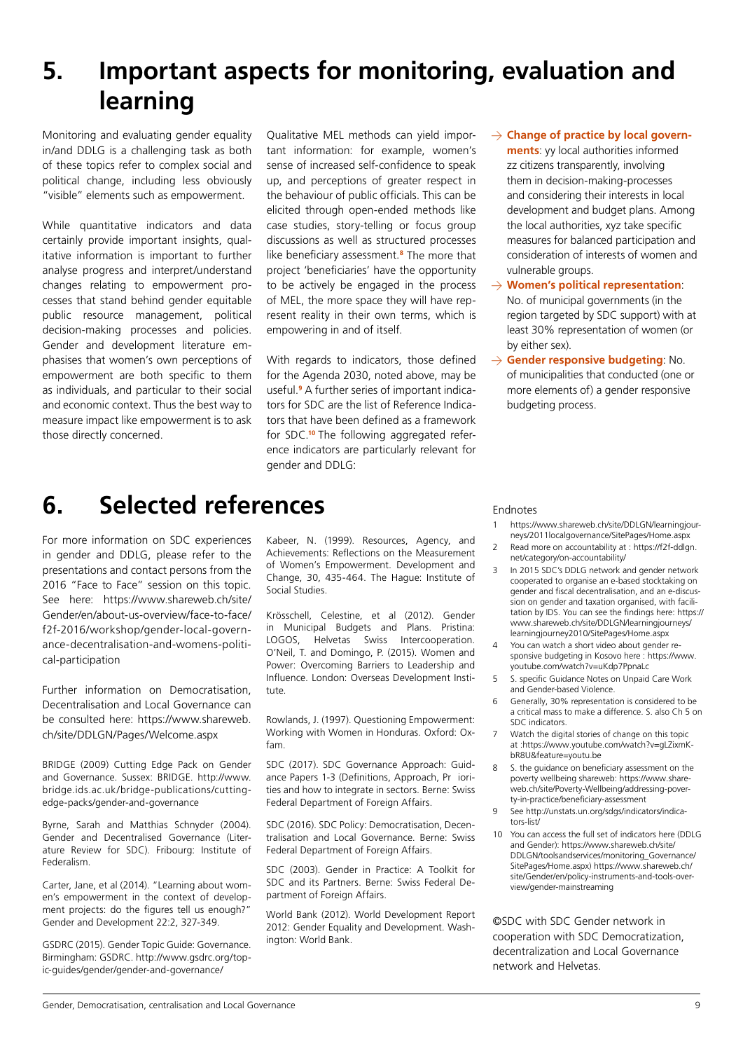# 5. Important aspects for monitoring, evaluation and learning

Monitoring and evaluating gender equality in/and DDLG is a challenging task as both of these topics refer to complex social and political change, including less obviously "visible" elements such as empowerment.

While quantitative indicators and data certainly provide important insights, qualitative information is important to further analyse progress and interpret/understand changes relating to empowerment processes that stand behind gender equitable public resource management, political decision-making processes and policies. Gender and development literature emphasises that women's own perceptions of empowerment are both specific to them as individuals, and particular to their social and economic context. Thus the best way to measure impact like empowerment is to ask those directly concerned.

Qualitative MEL methods can yield important information: for example, women's sense of increased self-confidence to speak up, and perceptions of greater respect in the behaviour of public officials. This can be elicited through open-ended methods like case studies, story-telling or focus group discussions as well as structured processes like beneficiary assessment.[8] The more that project 'beneficiaries' have the opportunity to be actively engaged in the process of MEL, the more space they will have represent reality in their own terms, which is empowering in and of itself.

With regards to indicators, those defined for the Agenda 2030, noted above, may be useful.[9] A further series of important indicators for SDC are the list of Reference Indicators that have been defined as a framework for SDC.[10] The following aggregated reference indicators are particularly relevant for gender and DDLG:

- → **Change of practice by local governments**: yy local authorities informed zz citizens transparently, involving them in decision-making-processes and considering their interests in local development and budget plans. Among the local authorities, xyz take specific measures for balanced participation and consideration of interests of women and vulnerable groups.
- → **Women's political representation**: No. of municipal governments (in the region targeted by SDC support) with at least 30% representation of women (or by either sex).
- → **Gender responsive budgeting**: No. of municipalities that conducted (one or more elements of) a gender responsive budgeting process.

# 6. Selected references

For more information on SDC experiences in gender and DDLG, please refer to the presentations and contact persons from the 2016 "Face to Face" session on this topic. See here: https://www.shareweb.ch/site/Gender/en/about-us-overview/face-to-face/f2f-2016/workshop/gender-local-governance-decentralisation-and-womens-political-participation

Further information on Democratisation, Decentralisation and Local Governance can be consulted here: https://www.shareweb.ch/site/DDLGN/Pages/Welcome.aspx

BRIDGE (2009) Cutting Edge Pack on Gender and Governance. Sussex: BRIDGE. http://www.bridge.ids.ac.uk/bridge-publications/cutting-edge-packs/gender-and-governance

Byrne, Sarah and Matthias Schnyder (2004). Gender and Decentralised Governance (Literature Review for SDC). Fribourg: Institute of Federalism.

Carter, Jane, et al (2014). "Learning about women's empowerment in the context of development projects: do the figures tell us enough?" Gender and Development 22:2, 327-349.

GSDRC (2015). Gender Topic Guide: Governance. Birmingham: GSDRC. http://www.gsdrc.org/topic-guides/gender/gender-and-governance/

Kabeer, N. (1999). Resources, Agency, and Achievements: Reflections on the Measurement of Women's Empowerment. Development and Change, 30, 435-464. The Hague: Institute of Social Studies.

Krösschell, Celestine, et al (2012). Gender in Municipal Budgets and Plans. Pristina: LOGOS, Helvetas Swiss Intercooperation. O'Neil, T. and Domingo, P. (2015). Women and Power: Overcoming Barriers to Leadership and Influence. London: Overseas Development Institute.

Rowlands, J. (1997). Questioning Empowerment: Working with Women in Honduras. Oxford: Oxfam.

SDC (2017). SDC Governance Approach: Guidance Papers 1-3 (Definitions, Approach, Pr iorities and how to integrate in sectors. Berne: Swiss Federal Department of Foreign Affairs.

SDC (2016). SDC Policy: Democratisation, Decentralisation and Local Governance. Berne: Swiss Federal Department of Foreign Affairs.

SDC (2003). Gender in Practice: A Toolkit for SDC and its Partners. Berne: Swiss Federal Department of Foreign Affairs.

World Bank (2012). World Development Report 2012: Gender Equality and Development. Washington: World Bank.

Endnotes

1. https://www.shareweb.ch/site/DDLGN/learningjourneys/2011localgovernance/SitePages/Home.aspx
2. Read more on accountability at : https://f2f-ddlgn.net/category/on-accountability/
3. In 2015 SDC's DDLG network and gender network cooperated to organise an e-based stocktaking on gender and fiscal decentralisation, and an e-discussion on gender and taxation organised, with facilitation by IDS. You can see the findings here: https://www.shareweb.ch/site/DDLGN/learningjourneys/learningjourney2010/SitePages/Home.aspx
4. You can watch a short video about gender responsive budgeting in Kosovo here : https://www.youtube.com/watch?v=uKdp7PpnaLc
5. S. specific Guidance Notes on Unpaid Care Work and Gender-based Violence.
6. Generally, 30% representation is considered to be a critical mass to make a difference. S. also Ch 5 on SDC indicators.
7. Watch the digital stories of change on this topic at :https://www.youtube.com/watch?v=gLZixmK-bR8U&feature=youtu.be
8. S. the guidance on beneficiary assessment on the poverty wellbeing shareweb: https://www.shareweb.ch/site/Poverty-Wellbeing/addressing-poverty-in-practice/beneficiary-assessment
9. See http://unstats.un.org/sdgs/indicators/indicators-list/
10. You can access the full set of indicators here (DDLG and Gender): https://www.shareweb.ch/site/DDLGN/toolsandservices/monitoring_Governance/SitePages/Home.aspx) https://www.shareweb.ch/site/Gender/en/policy-instruments-and-tools-overview/gender-mainstreaming

©SDC with SDC Gender network in cooperation with SDC Democratization, decentralization and Local Governance network and Helvetas.